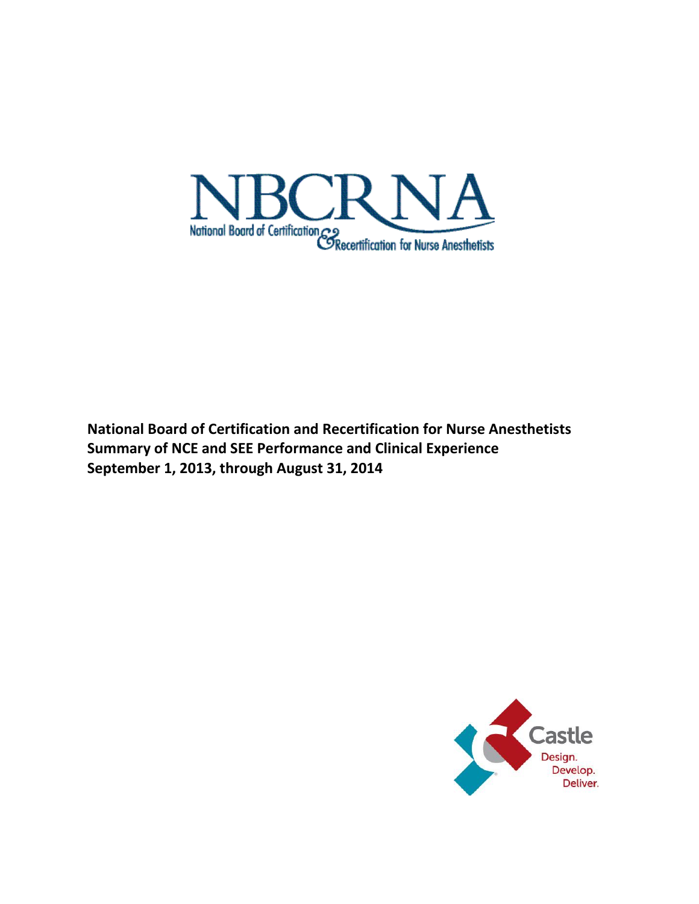NBCRNA

National Board of Certification & Recertification for Nurse Anesthetists

**National Board of Certification and Recertification for Nurse Anesthetists**
**Summary of NCE and SEE Performance and Clinical Experience**
**September 1, 2013, through August 31, 2014**

Castle
Design.
Develop.
Deliver.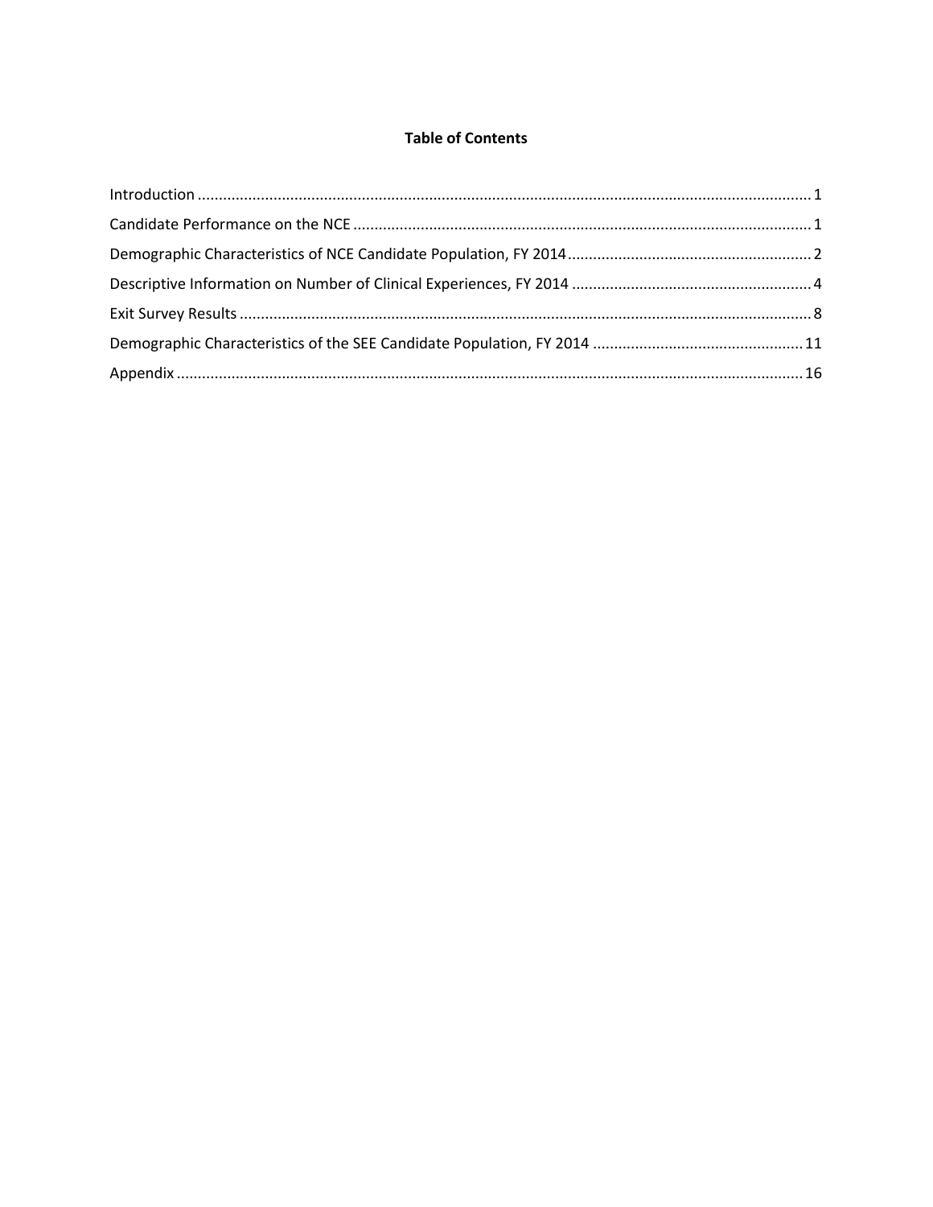**Table of Contents**

Introduction ..................................................................................................................................... 1

Candidate Performance on the NCE ............................................................................................. 1

Demographic Characteristics of NCE Candidate Population, FY 2014 .......................................................... 2

Descriptive Information on Number of Clinical Experiences, FY 2014 ......................................................... 4

Exit Survey Results ........................................................................................................................ 8

Demographic Characteristics of the SEE Candidate Population, FY 2014 .................................................. 11

Appendix ...................................................................................................................................... 16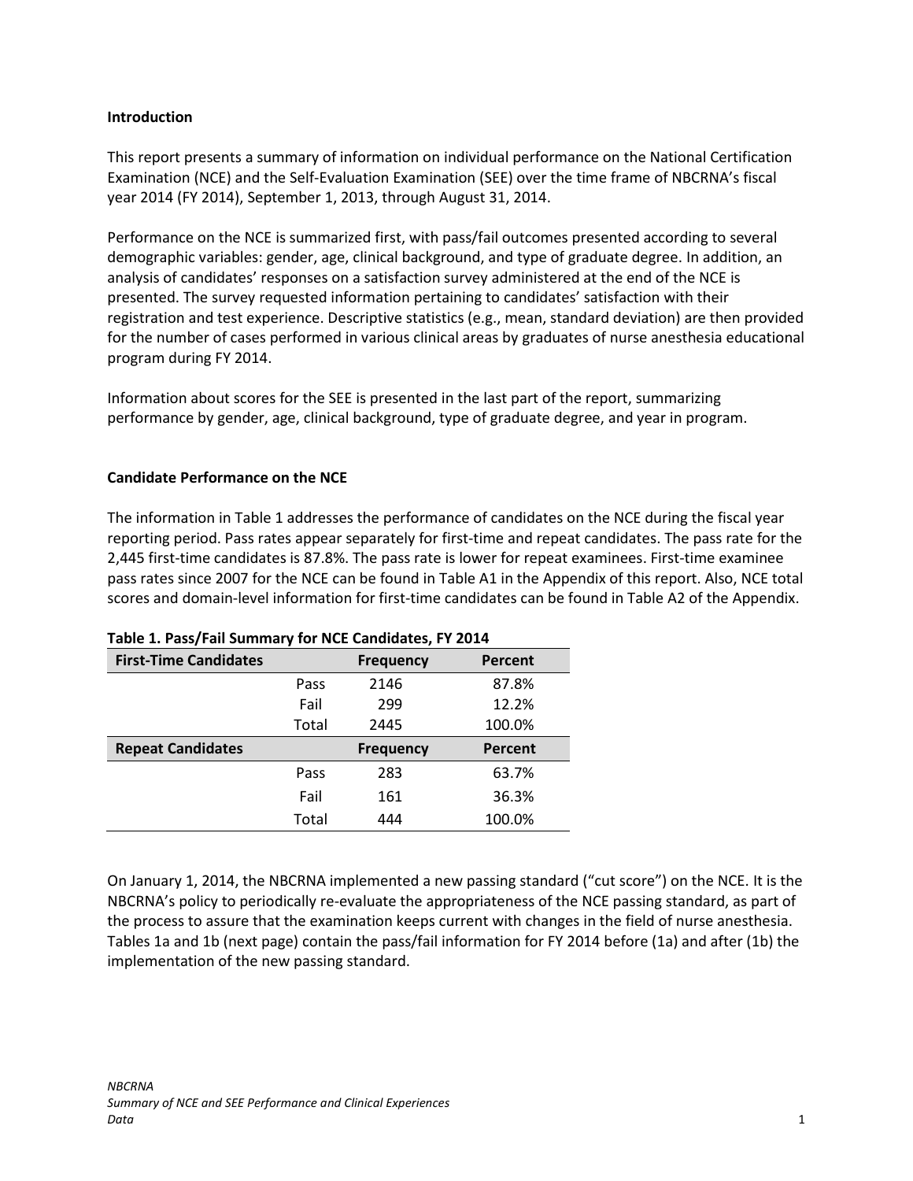## Introduction

This report presents a summary of information on individual performance on the National Certification Examination (NCE) and the Self-Evaluation Examination (SEE) over the time frame of NBCRNA's fiscal year 2014 (FY 2014), September 1, 2013, through August 31, 2014.

Performance on the NCE is summarized first, with pass/fail outcomes presented according to several demographic variables: gender, age, clinical background, and type of graduate degree. In addition, an analysis of candidates' responses on a satisfaction survey administered at the end of the NCE is presented. The survey requested information pertaining to candidates' satisfaction with their registration and test experience. Descriptive statistics (e.g., mean, standard deviation) are then provided for the number of cases performed in various clinical areas by graduates of nurse anesthesia educational program during FY 2014.

Information about scores for the SEE is presented in the last part of the report, summarizing performance by gender, age, clinical background, type of graduate degree, and year in program.

## Candidate Performance on the NCE

The information in Table 1 addresses the performance of candidates on the NCE during the fiscal year reporting period. Pass rates appear separately for first-time and repeat candidates. The pass rate for the 2,445 first-time candidates is 87.8%. The pass rate is lower for repeat examinees. First-time examinee pass rates since 2007 for the NCE can be found in Table A1 in the Appendix of this report. Also, NCE total scores and domain-level information for first-time candidates can be found in Table A2 of the Appendix.

**Table 1. Pass/Fail Summary for NCE Candidates, FY 2014**

| First-Time Candidates | | Frequency | Percent |
|---|---|---|---|
| | Pass | 2146 | 87.8% |
| | Fail | 299 | 12.2% |
| | Total | 2445 | 100.0% |
| **Repeat Candidates** | | **Frequency** | **Percent** |
| | Pass | 283 | 63.7% |
| | Fail | 161 | 36.3% |
| | Total | 444 | 100.0% |

On January 1, 2014, the NBCRNA implemented a new passing standard ("cut score") on the NCE. It is the NBCRNA's policy to periodically re-evaluate the appropriateness of the NCE passing standard, as part of the process to assure that the examination keeps current with changes in the field of nurse anesthesia. Tables 1a and 1b (next page) contain the pass/fail information for FY 2014 before (1a) and after (1b) the implementation of the new passing standard.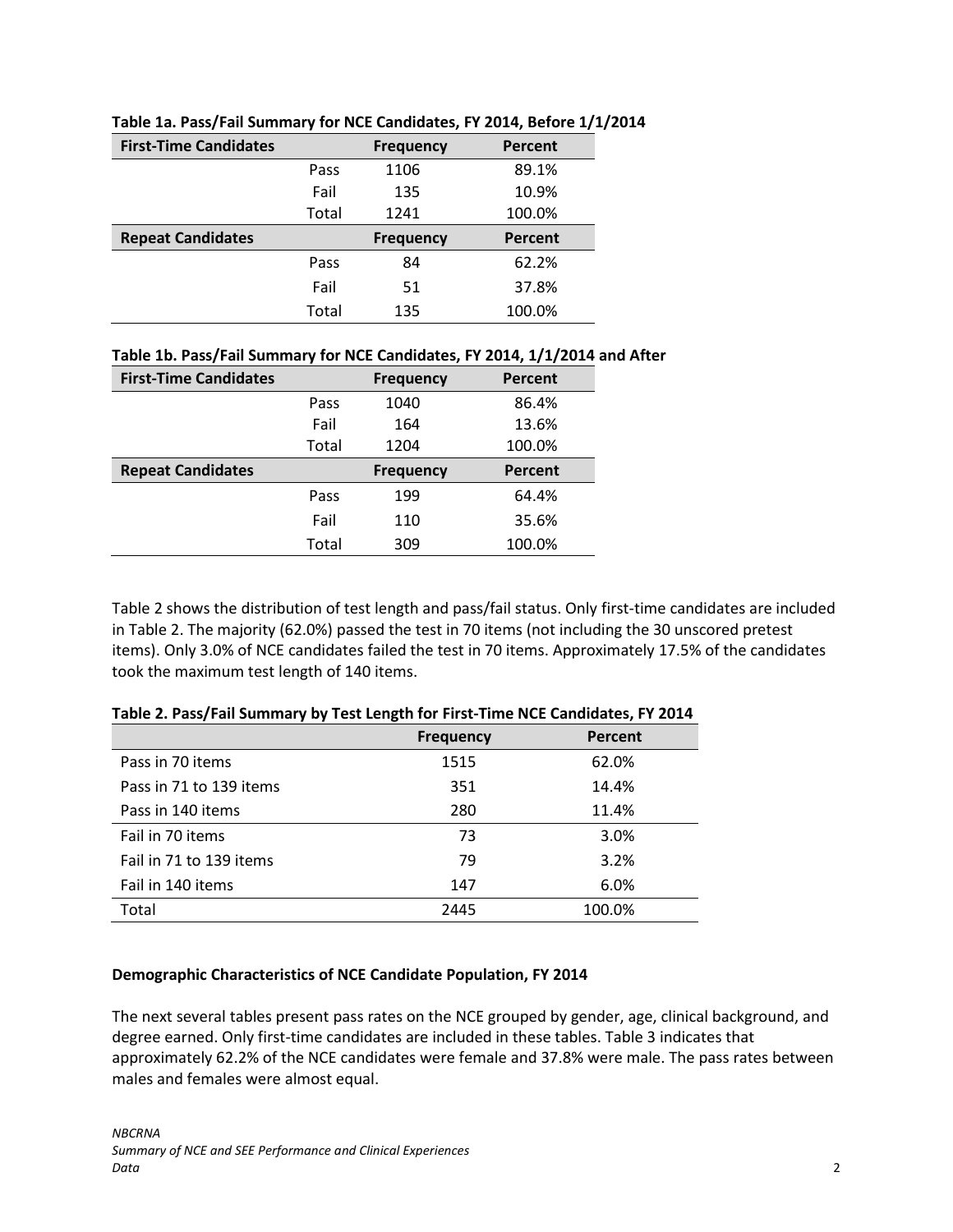**Table 1a. Pass/Fail Summary for NCE Candidates, FY 2014, Before 1/1/2014**

| First-Time Candidates | | Frequency | Percent |
|---|---|---|---|
| | Pass | 1106 | 89.1% |
| | Fail | 135 | 10.9% |
| | Total | 1241 | 100.0% |
| **Repeat Candidates** | | **Frequency** | **Percent** |
| | Pass | 84 | 62.2% |
| | Fail | 51 | 37.8% |
| | Total | 135 | 100.0% |

**Table 1b. Pass/Fail Summary for NCE Candidates, FY 2014, 1/1/2014 and After**

| First-Time Candidates | | Frequency | Percent |
|---|---|---|---|
| | Pass | 1040 | 86.4% |
| | Fail | 164 | 13.6% |
| | Total | 1204 | 100.0% |
| **Repeat Candidates** | | **Frequency** | **Percent** |
| | Pass | 199 | 64.4% |
| | Fail | 110 | 35.6% |
| | Total | 309 | 100.0% |

Table 2 shows the distribution of test length and pass/fail status. Only first-time candidates are included in Table 2. The majority (62.0%) passed the test in 70 items (not including the 30 unscored pretest items). Only 3.0% of NCE candidates failed the test in 70 items. Approximately 17.5% of the candidates took the maximum test length of 140 items.

**Table 2. Pass/Fail Summary by Test Length for First-Time NCE Candidates, FY 2014**

| | Frequency | Percent |
|---|---|---|
| Pass in 70 items | 1515 | 62.0% |
| Pass in 71 to 139 items | 351 | 14.4% |
| Pass in 140 items | 280 | 11.4% |
| Fail in 70 items | 73 | 3.0% |
| Fail in 71 to 139 items | 79 | 3.2% |
| Fail in 140 items | 147 | 6.0% |
| Total | 2445 | 100.0% |

**Demographic Characteristics of NCE Candidate Population, FY 2014**

The next several tables present pass rates on the NCE grouped by gender, age, clinical background, and degree earned. Only first-time candidates are included in these tables. Table 3 indicates that approximately 62.2% of the NCE candidates were female and 37.8% were male. The pass rates between males and females were almost equal.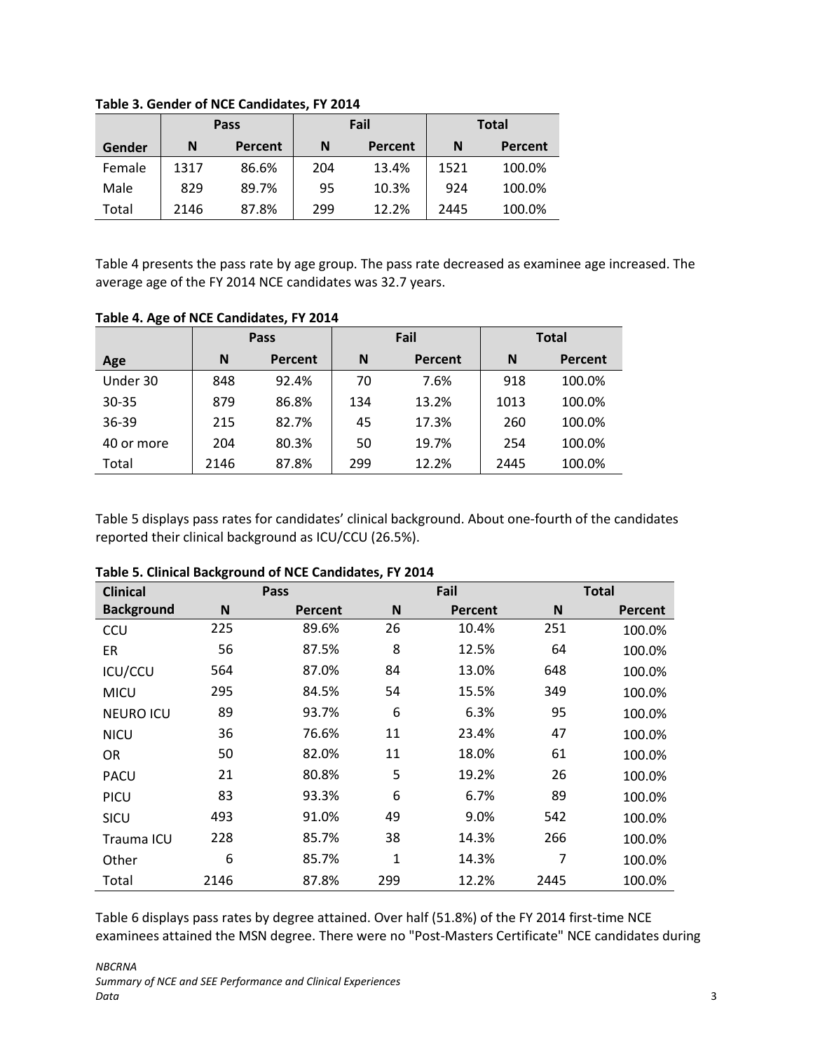**Table 3. Gender of NCE Candidates, FY 2014**

| | Pass | | Fail | | Total | |
|---|---|---|---|---|---|---|
| **Gender** | **N** | **Percent** | **N** | **Percent** | **N** | **Percent** |
| Female | 1317 | 86.6% | 204 | 13.4% | 1521 | 100.0% |
| Male | 829 | 89.7% | 95 | 10.3% | 924 | 100.0% |
| Total | 2146 | 87.8% | 299 | 12.2% | 2445 | 100.0% |

Table 4 presents the pass rate by age group. The pass rate decreased as examinee age increased. The average age of the FY 2014 NCE candidates was 32.7 years.

**Table 4. Age of NCE Candidates, FY 2014**

| | Pass | | Fail | | Total | |
|---|---|---|---|---|---|---|
| **Age** | **N** | **Percent** | **N** | **Percent** | **N** | **Percent** |
| Under 30 | 848 | 92.4% | 70 | 7.6% | 918 | 100.0% |
| 30-35 | 879 | 86.8% | 134 | 13.2% | 1013 | 100.0% |
| 36-39 | 215 | 82.7% | 45 | 17.3% | 260 | 100.0% |
| 40 or more | 204 | 80.3% | 50 | 19.7% | 254 | 100.0% |
| Total | 2146 | 87.8% | 299 | 12.2% | 2445 | 100.0% |

Table 5 displays pass rates for candidates' clinical background. About one-fourth of the candidates reported their clinical background as ICU/CCU (26.5%).

**Table 5. Clinical Background of NCE Candidates, FY 2014**

| **Clinical** | Pass | | Fail | | Total | |
|---|---|---|---|---|---|---|
| **Background** | **N** | **Percent** | **N** | **Percent** | **N** | **Percent** |
| CCU | 225 | 89.6% | 26 | 10.4% | 251 | 100.0% |
| ER | 56 | 87.5% | 8 | 12.5% | 64 | 100.0% |
| ICU/CCU | 564 | 87.0% | 84 | 13.0% | 648 | 100.0% |
| MICU | 295 | 84.5% | 54 | 15.5% | 349 | 100.0% |
| NEURO ICU | 89 | 93.7% | 6 | 6.3% | 95 | 100.0% |
| NICU | 36 | 76.6% | 11 | 23.4% | 47 | 100.0% |
| OR | 50 | 82.0% | 11 | 18.0% | 61 | 100.0% |
| PACU | 21 | 80.8% | 5 | 19.2% | 26 | 100.0% |
| PICU | 83 | 93.3% | 6 | 6.7% | 89 | 100.0% |
| SICU | 493 | 91.0% | 49 | 9.0% | 542 | 100.0% |
| Trauma ICU | 228 | 85.7% | 38 | 14.3% | 266 | 100.0% |
| Other | 6 | 85.7% | 1 | 14.3% | 7 | 100.0% |
| Total | 2146 | 87.8% | 299 | 12.2% | 2445 | 100.0% |

Table 6 displays pass rates by degree attained. Over half (51.8%) of the FY 2014 first-time NCE examinees attained the MSN degree. There were no "Post-Masters Certificate" NCE candidates during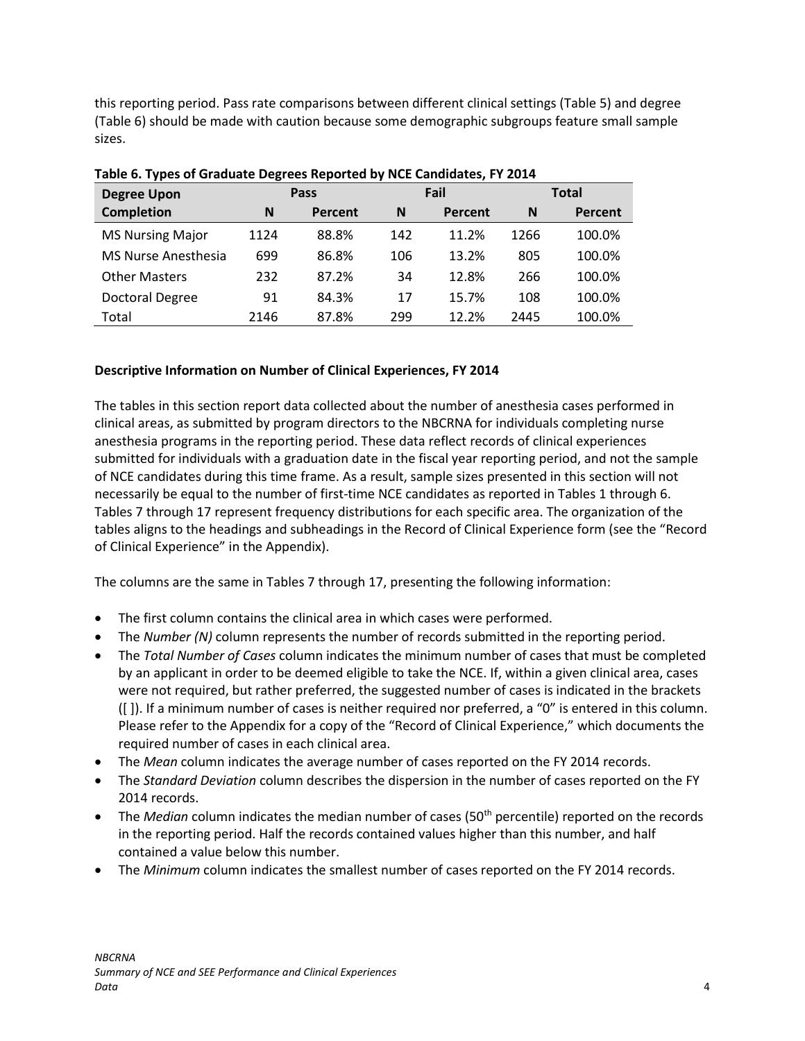this reporting period. Pass rate comparisons between different clinical settings (Table 5) and degree (Table 6) should be made with caution because some demographic subgroups feature small sample sizes.

**Table 6. Types of Graduate Degrees Reported by NCE Candidates, FY 2014**

| Degree Upon Completion | Pass | | Fail | | Total | |
|---|---|---|---|---|---|---|
| | N | Percent | N | Percent | N | Percent |
| MS Nursing Major | 1124 | 88.8% | 142 | 11.2% | 1266 | 100.0% |
| MS Nurse Anesthesia | 699 | 86.8% | 106 | 13.2% | 805 | 100.0% |
| Other Masters | 232 | 87.2% | 34 | 12.8% | 266 | 100.0% |
| Doctoral Degree | 91 | 84.3% | 17 | 15.7% | 108 | 100.0% |
| Total | 2146 | 87.8% | 299 | 12.2% | 2445 | 100.0% |

**Descriptive Information on Number of Clinical Experiences, FY 2014**

The tables in this section report data collected about the number of anesthesia cases performed in clinical areas, as submitted by program directors to the NBCRNA for individuals completing nurse anesthesia programs in the reporting period. These data reflect records of clinical experiences submitted for individuals with a graduation date in the fiscal year reporting period, and not the sample of NCE candidates during this time frame. As a result, sample sizes presented in this section will not necessarily be equal to the number of first-time NCE candidates as reported in Tables 1 through 6. Tables 7 through 17 represent frequency distributions for each specific area. The organization of the tables aligns to the headings and subheadings in the Record of Clinical Experience form (see the "Record of Clinical Experience" in the Appendix).

The columns are the same in Tables 7 through 17, presenting the following information:

- The first column contains the clinical area in which cases were performed.
- The *Number (N)* column represents the number of records submitted in the reporting period.
- The *Total Number of Cases* column indicates the minimum number of cases that must be completed by an applicant in order to be deemed eligible to take the NCE. If, within a given clinical area, cases were not required, but rather preferred, the suggested number of cases is indicated in the brackets ([ ]). If a minimum number of cases is neither required nor preferred, a "0" is entered in this column. Please refer to the Appendix for a copy of the "Record of Clinical Experience," which documents the required number of cases in each clinical area.
- The *Mean* column indicates the average number of cases reported on the FY 2014 records.
- The *Standard Deviation* column describes the dispersion in the number of cases reported on the FY 2014 records.
- The *Median* column indicates the median number of cases (50th percentile) reported on the records in the reporting period. Half the records contained values higher than this number, and half contained a value below this number.
- The *Minimum* column indicates the smallest number of cases reported on the FY 2014 records.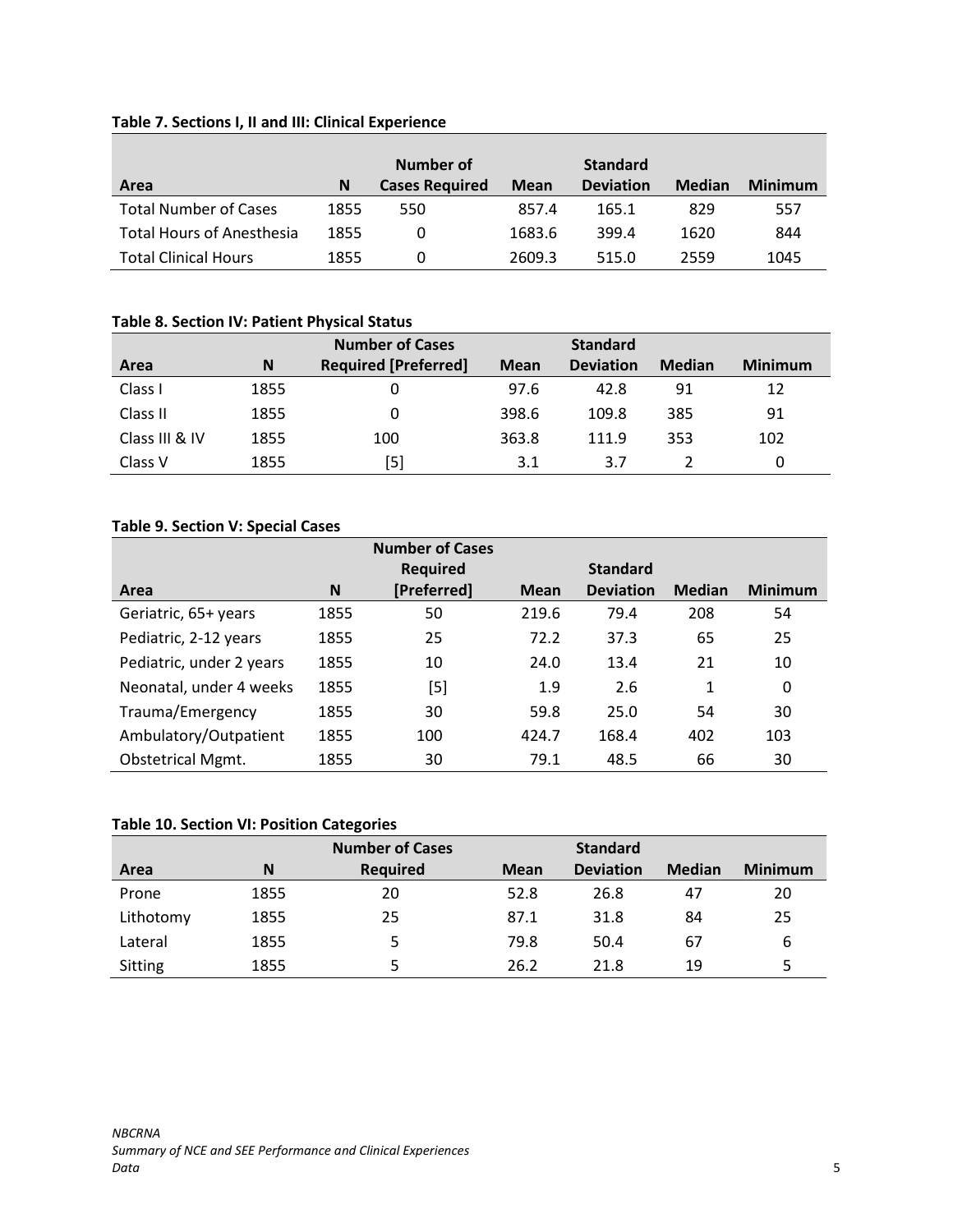**Table 7. Sections I, II and III: Clinical Experience**

| Area | N | Number of Cases Required | Mean | Standard Deviation | Median | Minimum |
|---|---|---|---|---|---|---|
| Total Number of Cases | 1855 | 550 | 857.4 | 165.1 | 829 | 557 |
| Total Hours of Anesthesia | 1855 | 0 | 1683.6 | 399.4 | 1620 | 844 |
| Total Clinical Hours | 1855 | 0 | 2609.3 | 515.0 | 2559 | 1045 |

**Table 8. Section IV: Patient Physical Status**

| Area | N | Number of Cases Required [Preferred] | Mean | Standard Deviation | Median | Minimum |
|---|---|---|---|---|---|---|
| Class I | 1855 | 0 | 97.6 | 42.8 | 91 | 12 |
| Class II | 1855 | 0 | 398.6 | 109.8 | 385 | 91 |
| Class III & IV | 1855 | 100 | 363.8 | 111.9 | 353 | 102 |
| Class V | 1855 | [5] | 3.1 | 3.7 | 2 | 0 |

**Table 9. Section V: Special Cases**

| Area | N | Number of Cases Required [Preferred] | Mean | Standard Deviation | Median | Minimum |
|---|---|---|---|---|---|---|
| Geriatric, 65+ years | 1855 | 50 | 219.6 | 79.4 | 208 | 54 |
| Pediatric, 2-12 years | 1855 | 25 | 72.2 | 37.3 | 65 | 25 |
| Pediatric, under 2 years | 1855 | 10 | 24.0 | 13.4 | 21 | 10 |
| Neonatal, under 4 weeks | 1855 | [5] | 1.9 | 2.6 | 1 | 0 |
| Trauma/Emergency | 1855 | 30 | 59.8 | 25.0 | 54 | 30 |
| Ambulatory/Outpatient | 1855 | 100 | 424.7 | 168.4 | 402 | 103 |
| Obstetrical Mgmt. | 1855 | 30 | 79.1 | 48.5 | 66 | 30 |

**Table 10. Section VI: Position Categories**

| Area | N | Number of Cases Required | Mean | Standard Deviation | Median | Minimum |
|---|---|---|---|---|---|---|
| Prone | 1855 | 20 | 52.8 | 26.8 | 47 | 20 |
| Lithotomy | 1855 | 25 | 87.1 | 31.8 | 84 | 25 |
| Lateral | 1855 | 5 | 79.8 | 50.4 | 67 | 6 |
| Sitting | 1855 | 5 | 26.2 | 21.8 | 19 | 5 |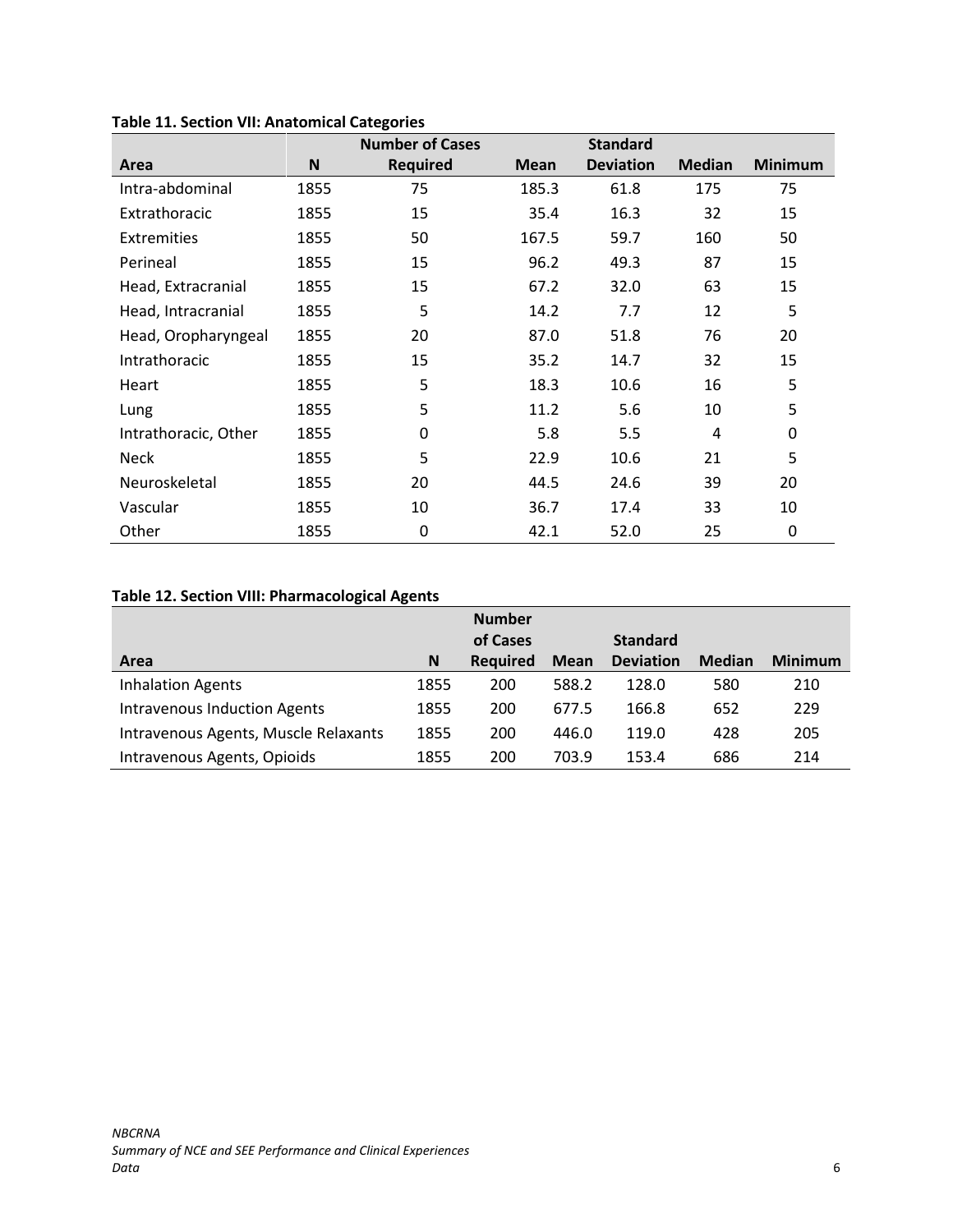**Table 11. Section VII: Anatomical Categories**

| Area | N | Number of Cases Required | Mean | Standard Deviation | Median | Minimum |
|---|---|---|---|---|---|---|
| Intra-abdominal | 1855 | 75 | 185.3 | 61.8 | 175 | 75 |
| Extrathoracic | 1855 | 15 | 35.4 | 16.3 | 32 | 15 |
| Extremities | 1855 | 50 | 167.5 | 59.7 | 160 | 50 |
| Perineal | 1855 | 15 | 96.2 | 49.3 | 87 | 15 |
| Head, Extracranial | 1855 | 15 | 67.2 | 32.0 | 63 | 15 |
| Head, Intracranial | 1855 | 5 | 14.2 | 7.7 | 12 | 5 |
| Head, Oropharyngeal | 1855 | 20 | 87.0 | 51.8 | 76 | 20 |
| Intrathoracic | 1855 | 15 | 35.2 | 14.7 | 32 | 15 |
| Heart | 1855 | 5 | 18.3 | 10.6 | 16 | 5 |
| Lung | 1855 | 5 | 11.2 | 5.6 | 10 | 5 |
| Intrathoracic, Other | 1855 | 0 | 5.8 | 5.5 | 4 | 0 |
| Neck | 1855 | 5 | 22.9 | 10.6 | 21 | 5 |
| Neuroskeletal | 1855 | 20 | 44.5 | 24.6 | 39 | 20 |
| Vascular | 1855 | 10 | 36.7 | 17.4 | 33 | 10 |
| Other | 1855 | 0 | 42.1 | 52.0 | 25 | 0 |

**Table 12. Section VIII: Pharmacological Agents**

| Area | N | Number of Cases Required | Mean | Standard Deviation | Median | Minimum |
|---|---|---|---|---|---|---|
| Inhalation Agents | 1855 | 200 | 588.2 | 128.0 | 580 | 210 |
| Intravenous Induction Agents | 1855 | 200 | 677.5 | 166.8 | 652 | 229 |
| Intravenous Agents, Muscle Relaxants | 1855 | 200 | 446.0 | 119.0 | 428 | 205 |
| Intravenous Agents, Opioids | 1855 | 200 | 703.9 | 153.4 | 686 | 214 |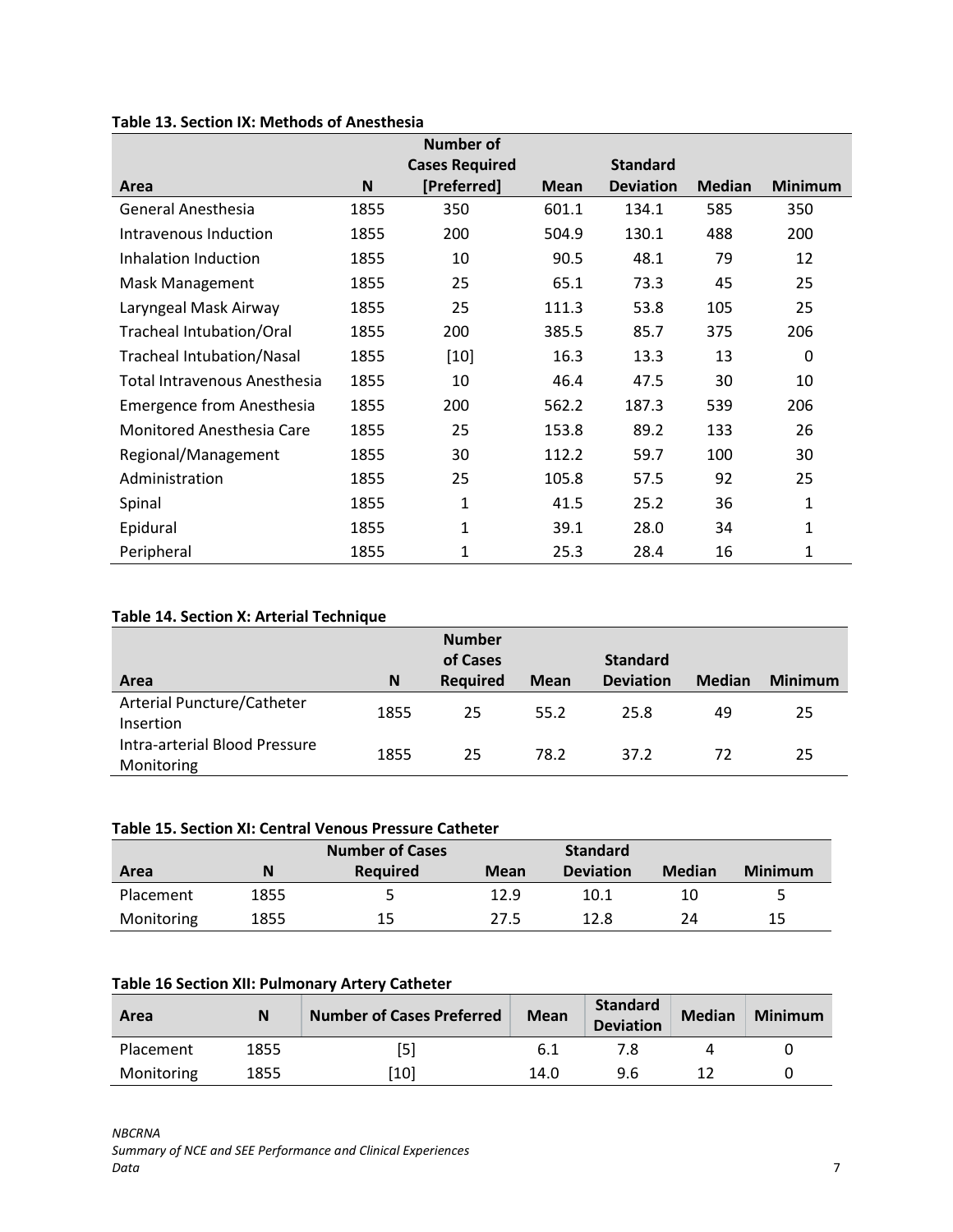**Table 13. Section IX: Methods of Anesthesia**

| Area | N | Number of Cases Required [Preferred] | Mean | Standard Deviation | Median | Minimum |
|---|---|---|---|---|---|---|
| General Anesthesia | 1855 | 350 | 601.1 | 134.1 | 585 | 350 |
| Intravenous Induction | 1855 | 200 | 504.9 | 130.1 | 488 | 200 |
| Inhalation Induction | 1855 | 10 | 90.5 | 48.1 | 79 | 12 |
| Mask Management | 1855 | 25 | 65.1 | 73.3 | 45 | 25 |
| Laryngeal Mask Airway | 1855 | 25 | 111.3 | 53.8 | 105 | 25 |
| Tracheal Intubation/Oral | 1855 | 200 | 385.5 | 85.7 | 375 | 206 |
| Tracheal Intubation/Nasal | 1855 | [10] | 16.3 | 13.3 | 13 | 0 |
| Total Intravenous Anesthesia | 1855 | 10 | 46.4 | 47.5 | 30 | 10 |
| Emergence from Anesthesia | 1855 | 200 | 562.2 | 187.3 | 539 | 206 |
| Monitored Anesthesia Care | 1855 | 25 | 153.8 | 89.2 | 133 | 26 |
| Regional/Management | 1855 | 30 | 112.2 | 59.7 | 100 | 30 |
| Administration | 1855 | 25 | 105.8 | 57.5 | 92 | 25 |
| Spinal | 1855 | 1 | 41.5 | 25.2 | 36 | 1 |
| Epidural | 1855 | 1 | 39.1 | 28.0 | 34 | 1 |
| Peripheral | 1855 | 1 | 25.3 | 28.4 | 16 | 1 |

**Table 14. Section X: Arterial Technique**

| Area | N | Number of Cases Required | Mean | Standard Deviation | Median | Minimum |
|---|---|---|---|---|---|---|
| Arterial Puncture/Catheter Insertion | 1855 | 25 | 55.2 | 25.8 | 49 | 25 |
| Intra-arterial Blood Pressure Monitoring | 1855 | 25 | 78.2 | 37.2 | 72 | 25 |

**Table 15. Section XI: Central Venous Pressure Catheter**

| Area | N | Number of Cases Required | Mean | Standard Deviation | Median | Minimum |
|---|---|---|---|---|---|---|
| Placement | 1855 | 5 | 12.9 | 10.1 | 10 | 5 |
| Monitoring | 1855 | 15 | 27.5 | 12.8 | 24 | 15 |

**Table 16 Section XII: Pulmonary Artery Catheter**

| Area | N | Number of Cases Preferred | Mean | Standard Deviation | Median | Minimum |
|---|---|---|---|---|---|---|
| Placement | 1855 | [5] | 6.1 | 7.8 | 4 | 0 |
| Monitoring | 1855 | [10] | 14.0 | 9.6 | 12 | 0 |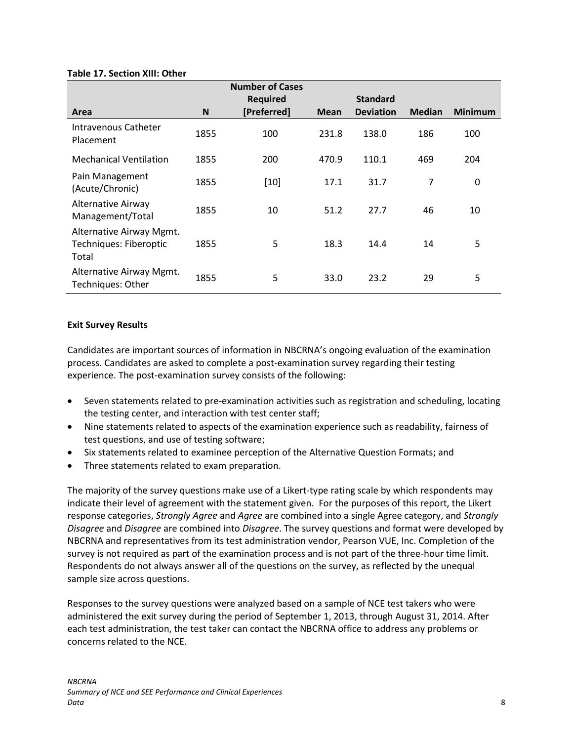**Table 17. Section XIII: Other**

| Area | N | Number of Cases Required [Preferred] | Mean | Standard Deviation | Median | Minimum |
|---|---|---|---|---|---|---|
| Intravenous Catheter Placement | 1855 | 100 | 231.8 | 138.0 | 186 | 100 |
| Mechanical Ventilation | 1855 | 200 | 470.9 | 110.1 | 469 | 204 |
| Pain Management (Acute/Chronic) | 1855 | [10] | 17.1 | 31.7 | 7 | 0 |
| Alternative Airway Management/Total | 1855 | 10 | 51.2 | 27.7 | 46 | 10 |
| Alternative Airway Mgmt. Techniques: Fiberoptic Total | 1855 | 5 | 18.3 | 14.4 | 14 | 5 |
| Alternative Airway Mgmt. Techniques: Other | 1855 | 5 | 33.0 | 23.2 | 29 | 5 |

**Exit Survey Results**

Candidates are important sources of information in NBCRNA's ongoing evaluation of the examination process. Candidates are asked to complete a post-examination survey regarding their testing experience. The post-examination survey consists of the following:

- Seven statements related to pre-examination activities such as registration and scheduling, locating the testing center, and interaction with test center staff;
- Nine statements related to aspects of the examination experience such as readability, fairness of test questions, and use of testing software;
- Six statements related to examinee perception of the Alternative Question Formats; and
- Three statements related to exam preparation.

The majority of the survey questions make use of a Likert-type rating scale by which respondents may indicate their level of agreement with the statement given. For the purposes of this report, the Likert response categories, *Strongly Agree* and *Agree* are combined into a single Agree category, and *Strongly Disagree* and *Disagree* are combined into *Disagree*. The survey questions and format were developed by NBCRNA and representatives from its test administration vendor, Pearson VUE, Inc. Completion of the survey is not required as part of the examination process and is not part of the three-hour time limit. Respondents do not always answer all of the questions on the survey, as reflected by the unequal sample size across questions.

Responses to the survey questions were analyzed based on a sample of NCE test takers who were administered the exit survey during the period of September 1, 2013, through August 31, 2014. After each test administration, the test taker can contact the NBCRNA office to address any problems or concerns related to the NCE.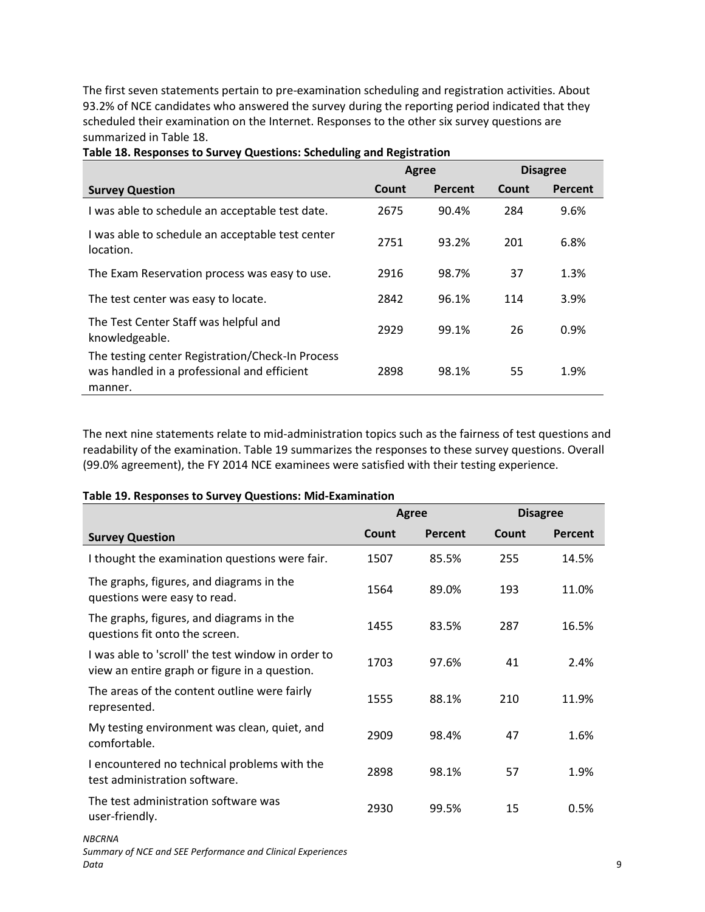The first seven statements pertain to pre-examination scheduling and registration activities. About 93.2% of NCE candidates who answered the survey during the reporting period indicated that they scheduled their examination on the Internet. Responses to the other six survey questions are summarized in Table 18.

**Table 18. Responses to Survey Questions: Scheduling and Registration**

| | Agree | | Disagree | |
|---|---|---|---|---|
| **Survey Question** | **Count** | **Percent** | **Count** | **Percent** |
| I was able to schedule an acceptable test date. | 2675 | 90.4% | 284 | 9.6% |
| I was able to schedule an acceptable test center location. | 2751 | 93.2% | 201 | 6.8% |
| The Exam Reservation process was easy to use. | 2916 | 98.7% | 37 | 1.3% |
| The test center was easy to locate. | 2842 | 96.1% | 114 | 3.9% |
| The Test Center Staff was helpful and knowledgeable. | 2929 | 99.1% | 26 | 0.9% |
| The testing center Registration/Check-In Process was handled in a professional and efficient manner. | 2898 | 98.1% | 55 | 1.9% |

The next nine statements relate to mid-administration topics such as the fairness of test questions and readability of the examination. Table 19 summarizes the responses to these survey questions. Overall (99.0% agreement), the FY 2014 NCE examinees were satisfied with their testing experience.

**Table 19. Responses to Survey Questions: Mid-Examination**

| | Agree | | Disagree | |
|---|---|---|---|---|
| **Survey Question** | **Count** | **Percent** | **Count** | **Percent** |
| I thought the examination questions were fair. | 1507 | 85.5% | 255 | 14.5% |
| The graphs, figures, and diagrams in the questions were easy to read. | 1564 | 89.0% | 193 | 11.0% |
| The graphs, figures, and diagrams in the questions fit onto the screen. | 1455 | 83.5% | 287 | 16.5% |
| I was able to 'scroll' the test window in order to view an entire graph or figure in a question. | 1703 | 97.6% | 41 | 2.4% |
| The areas of the content outline were fairly represented. | 1555 | 88.1% | 210 | 11.9% |
| My testing environment was clean, quiet, and comfortable. | 2909 | 98.4% | 47 | 1.6% |
| I encountered no technical problems with the test administration software. | 2898 | 98.1% | 57 | 1.9% |
| The test administration software was user-friendly. | 2930 | 99.5% | 15 | 0.5% |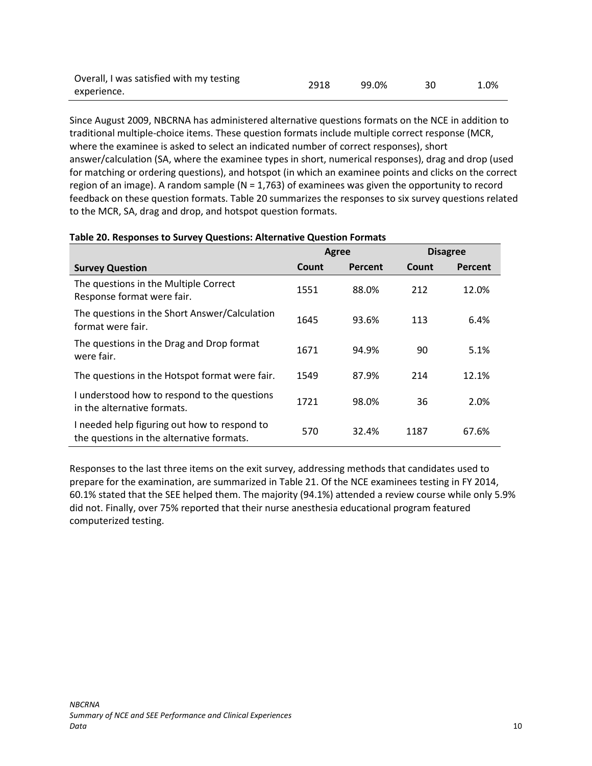| | | | | |
|---|---|---|---|---|
| Overall, I was satisfied with my testing experience. | 2918 | 99.0% | 30 | 1.0% |

Since August 2009, NBCRNA has administered alternative questions formats on the NCE in addition to traditional multiple-choice items. These question formats include multiple correct response (MCR, where the examinee is asked to select an indicated number of correct responses), short answer/calculation (SA, where the examinee types in short, numerical responses), drag and drop (used for matching or ordering questions), and hotspot (in which an examinee points and clicks on the correct region of an image). A random sample (N = 1,763) of examinees was given the opportunity to record feedback on these question formats. Table 20 summarizes the responses to six survey questions related to the MCR, SA, drag and drop, and hotspot question formats.

**Table 20. Responses to Survey Questions: Alternative Question Formats**

| | Agree | | Disagree | |
|---|---|---|---|---|
| **Survey Question** | **Count** | **Percent** | **Count** | **Percent** |
| The questions in the Multiple Correct Response format were fair. | 1551 | 88.0% | 212 | 12.0% |
| The questions in the Short Answer/Calculation format were fair. | 1645 | 93.6% | 113 | 6.4% |
| The questions in the Drag and Drop format were fair. | 1671 | 94.9% | 90 | 5.1% |
| The questions in the Hotspot format were fair. | 1549 | 87.9% | 214 | 12.1% |
| I understood how to respond to the questions in the alternative formats. | 1721 | 98.0% | 36 | 2.0% |
| I needed help figuring out how to respond to the questions in the alternative formats. | 570 | 32.4% | 1187 | 67.6% |

Responses to the last three items on the exit survey, addressing methods that candidates used to prepare for the examination, are summarized in Table 21. Of the NCE examinees testing in FY 2014, 60.1% stated that the SEE helped them. The majority (94.1%) attended a review course while only 5.9% did not. Finally, over 75% reported that their nurse anesthesia educational program featured computerized testing.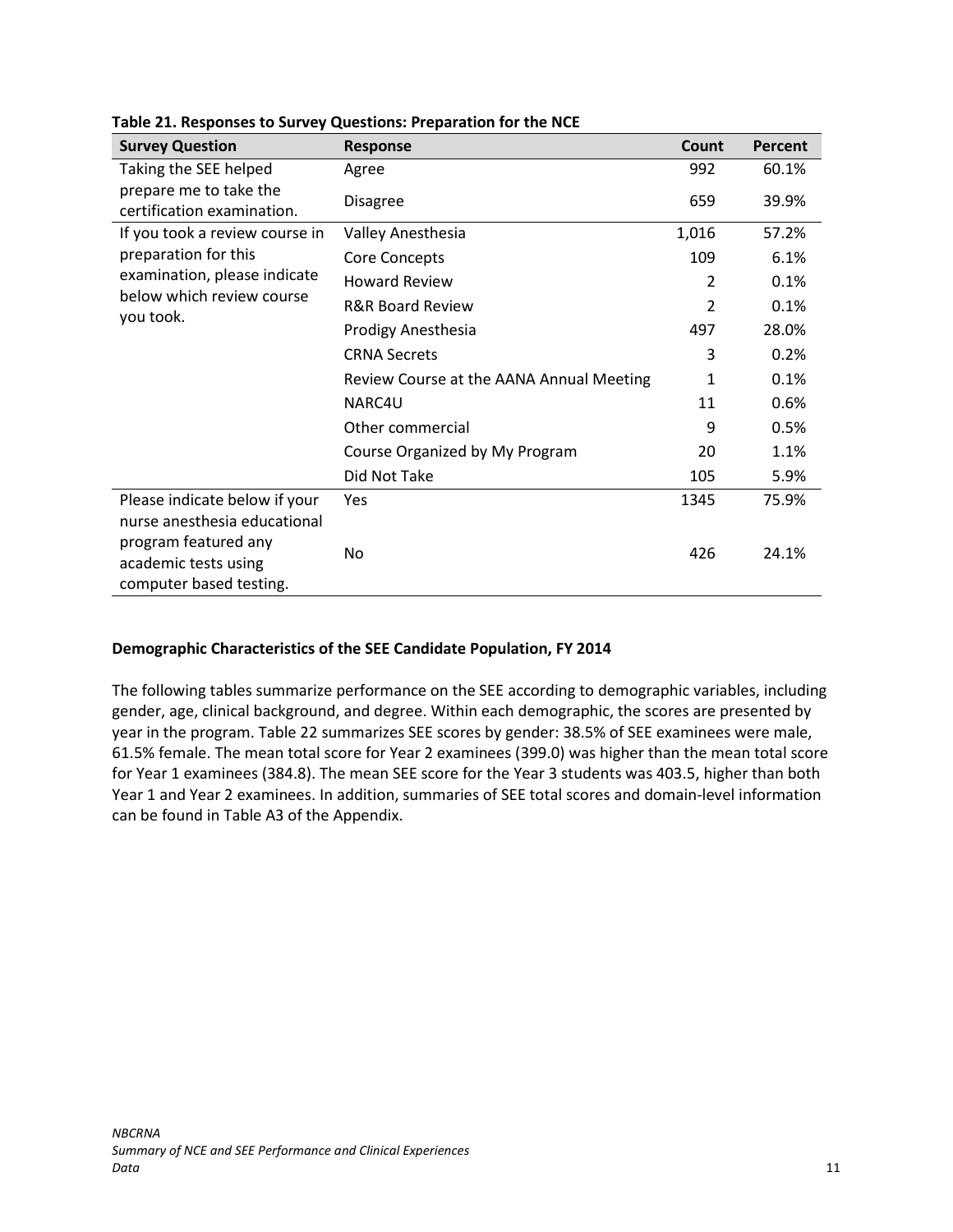**Table 21. Responses to Survey Questions: Preparation for the NCE**

| Survey Question | Response | Count | Percent |
|---|---|---|---|
| Taking the SEE helped prepare me to take the certification examination. | Agree | 992 | 60.1% |
| | Disagree | 659 | 39.9% |
| If you took a review course in preparation for this examination, please indicate below which review course you took. | Valley Anesthesia | 1,016 | 57.2% |
| | Core Concepts | 109 | 6.1% |
| | Howard Review | 2 | 0.1% |
| | R&R Board Review | 2 | 0.1% |
| | Prodigy Anesthesia | 497 | 28.0% |
| | CRNA Secrets | 3 | 0.2% |
| | Review Course at the AANA Annual Meeting | 1 | 0.1% |
| | NARC4U | 11 | 0.6% |
| | Other commercial | 9 | 0.5% |
| | Course Organized by My Program | 20 | 1.1% |
| | Did Not Take | 105 | 5.9% |
| Please indicate below if your nurse anesthesia educational program featured any academic tests using computer based testing. | Yes | 1345 | 75.9% |
| | No | 426 | 24.1% |

**Demographic Characteristics of the SEE Candidate Population, FY 2014**

The following tables summarize performance on the SEE according to demographic variables, including gender, age, clinical background, and degree. Within each demographic, the scores are presented by year in the program. Table 22 summarizes SEE scores by gender: 38.5% of SEE examinees were male, 61.5% female. The mean total score for Year 2 examinees (399.0) was higher than the mean total score for Year 1 examinees (384.8). The mean SEE score for the Year 3 students was 403.5, higher than both Year 1 and Year 2 examinees. In addition, summaries of SEE total scores and domain-level information can be found in Table A3 of the Appendix.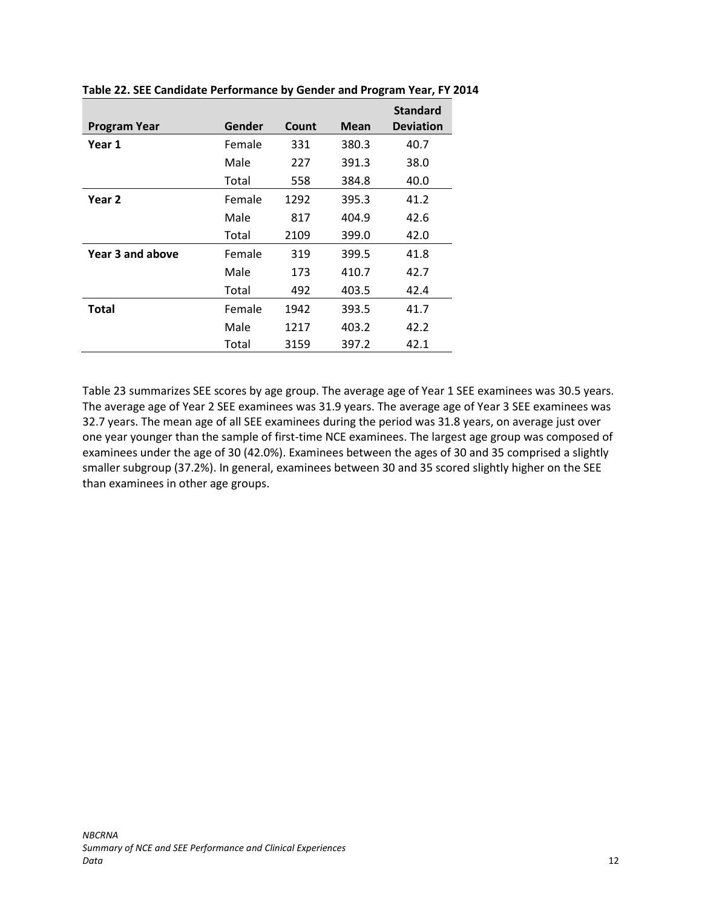**Table 22. SEE Candidate Performance by Gender and Program Year, FY 2014**

| Program Year | Gender | Count | Mean | Standard Deviation |
|---|---|---|---|---|
| **Year 1** | Female | 331 | 380.3 | 40.7 |
| | Male | 227 | 391.3 | 38.0 |
| | Total | 558 | 384.8 | 40.0 |
| **Year 2** | Female | 1292 | 395.3 | 41.2 |
| | Male | 817 | 404.9 | 42.6 |
| | Total | 2109 | 399.0 | 42.0 |
| **Year 3 and above** | Female | 319 | 399.5 | 41.8 |
| | Male | 173 | 410.7 | 42.7 |
| | Total | 492 | 403.5 | 42.4 |
| **Total** | Female | 1942 | 393.5 | 41.7 |
| | Male | 1217 | 403.2 | 42.2 |
| | Total | 3159 | 397.2 | 42.1 |

Table 23 summarizes SEE scores by age group. The average age of Year 1 SEE examinees was 30.5 years. The average age of Year 2 SEE examinees was 31.9 years. The average age of Year 3 SEE examinees was 32.7 years. The mean age of all SEE examinees during the period was 31.8 years, on average just over one year younger than the sample of first-time NCE examinees. The largest age group was composed of examinees under the age of 30 (42.0%). Examinees between the ages of 30 and 35 comprised a slightly smaller subgroup (37.2%). In general, examinees between 30 and 35 scored slightly higher on the SEE than examinees in other age groups.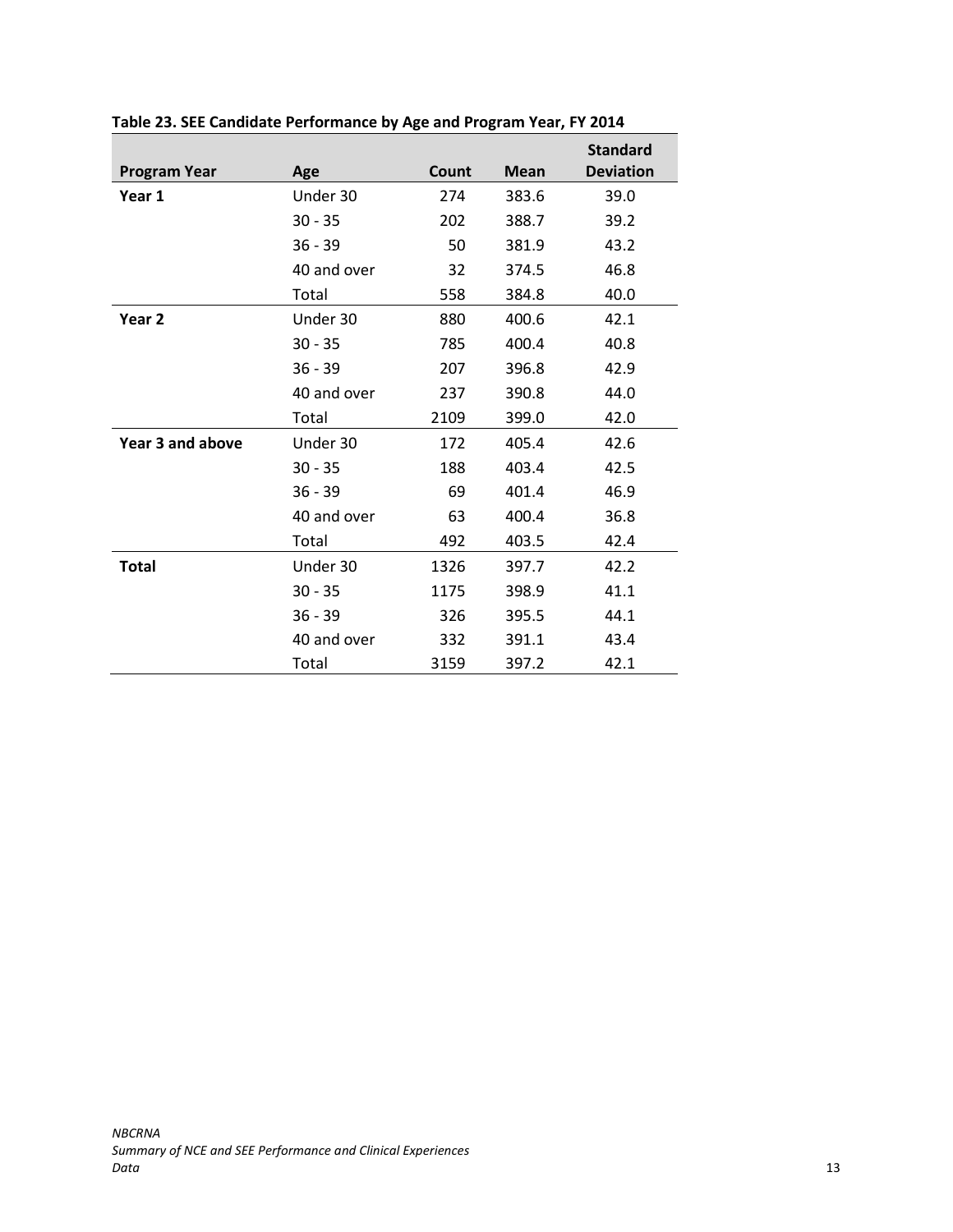**Table 23. SEE Candidate Performance by Age and Program Year, FY 2014**

| Program Year | Age | Count | Mean | Standard Deviation |
|---|---|---|---|---|
| **Year 1** | Under 30 | 274 | 383.6 | 39.0 |
| | 30 - 35 | 202 | 388.7 | 39.2 |
| | 36 - 39 | 50 | 381.9 | 43.2 |
| | 40 and over | 32 | 374.5 | 46.8 |
| | Total | 558 | 384.8 | 40.0 |
| **Year 2** | Under 30 | 880 | 400.6 | 42.1 |
| | 30 - 35 | 785 | 400.4 | 40.8 |
| | 36 - 39 | 207 | 396.8 | 42.9 |
| | 40 and over | 237 | 390.8 | 44.0 |
| | Total | 2109 | 399.0 | 42.0 |
| **Year 3 and above** | Under 30 | 172 | 405.4 | 42.6 |
| | 30 - 35 | 188 | 403.4 | 42.5 |
| | 36 - 39 | 69 | 401.4 | 46.9 |
| | 40 and over | 63 | 400.4 | 36.8 |
| | Total | 492 | 403.5 | 42.4 |
| **Total** | Under 30 | 1326 | 397.7 | 42.2 |
| | 30 - 35 | 1175 | 398.9 | 41.1 |
| | 36 - 39 | 326 | 395.5 | 44.1 |
| | 40 and over | 332 | 391.1 | 43.4 |
| | Total | 3159 | 397.2 | 42.1 |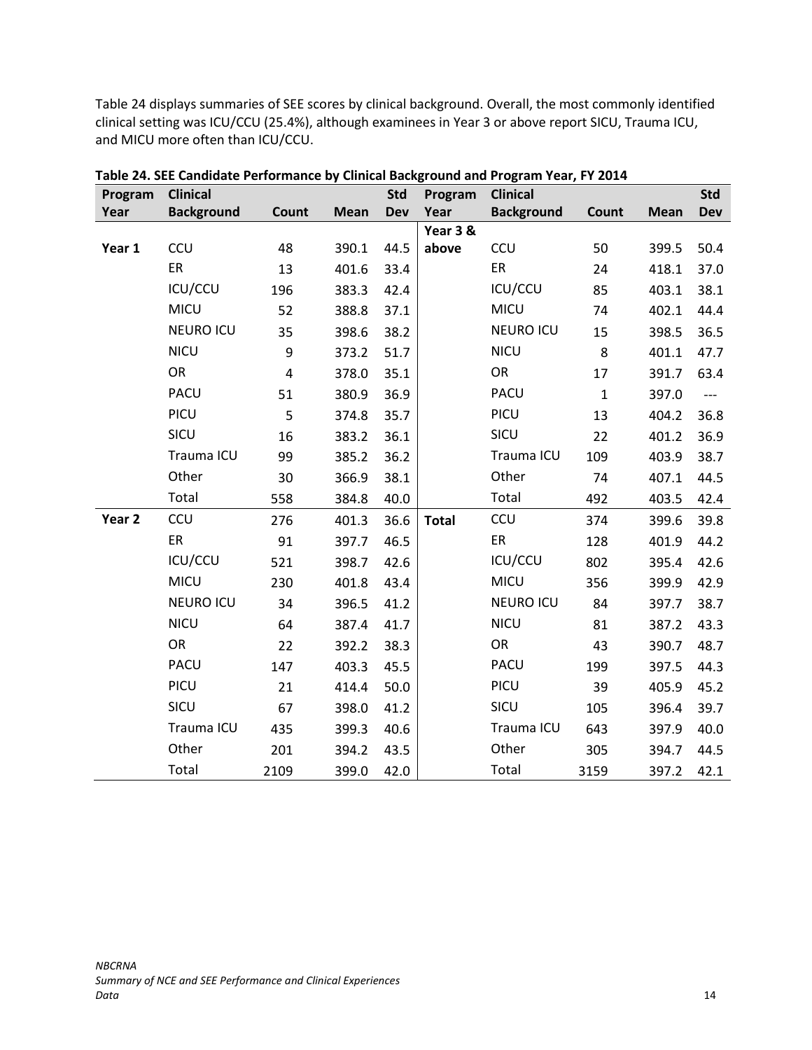Table 24 displays summaries of SEE scores by clinical background. Overall, the most commonly identified clinical setting was ICU/CCU (25.4%), although examinees in Year 3 or above report SICU, Trauma ICU, and MICU more often than ICU/CCU.

**Table 24. SEE Candidate Performance by Clinical Background and Program Year, FY 2014**

| Program Year | Clinical Background | Count | Mean | Std Dev | Program Year | Clinical Background | Count | Mean | Std Dev |
|---|---|---|---|---|---|---|---|---|---|
| **Year 1** | CCU | 48 | 390.1 | 44.5 | **Year 3 & above** | CCU | 50 | 399.5 | 50.4 |
| | ER | 13 | 401.6 | 33.4 | | ER | 24 | 418.1 | 37.0 |
| | ICU/CCU | 196 | 383.3 | 42.4 | | ICU/CCU | 85 | 403.1 | 38.1 |
| | MICU | 52 | 388.8 | 37.1 | | MICU | 74 | 402.1 | 44.4 |
| | NEURO ICU | 35 | 398.6 | 38.2 | | NEURO ICU | 15 | 398.5 | 36.5 |
| | NICU | 9 | 373.2 | 51.7 | | NICU | 8 | 401.1 | 47.7 |
| | OR | 4 | 378.0 | 35.1 | | OR | 17 | 391.7 | 63.4 |
| | PACU | 51 | 380.9 | 36.9 | | PACU | 1 | 397.0 | --- |
| | PICU | 5 | 374.8 | 35.7 | | PICU | 13 | 404.2 | 36.8 |
| | SICU | 16 | 383.2 | 36.1 | | SICU | 22 | 401.2 | 36.9 |
| | Trauma ICU | 99 | 385.2 | 36.2 | | Trauma ICU | 109 | 403.9 | 38.7 |
| | Other | 30 | 366.9 | 38.1 | | Other | 74 | 407.1 | 44.5 |
| | Total | 558 | 384.8 | 40.0 | | Total | 492 | 403.5 | 42.4 |
| **Year 2** | CCU | 276 | 401.3 | 36.6 | **Total** | CCU | 374 | 399.6 | 39.8 |
| | ER | 91 | 397.7 | 46.5 | | ER | 128 | 401.9 | 44.2 |
| | ICU/CCU | 521 | 398.7 | 42.6 | | ICU/CCU | 802 | 395.4 | 42.6 |
| | MICU | 230 | 401.8 | 43.4 | | MICU | 356 | 399.9 | 42.9 |
| | NEURO ICU | 34 | 396.5 | 41.2 | | NEURO ICU | 84 | 397.7 | 38.7 |
| | NICU | 64 | 387.4 | 41.7 | | NICU | 81 | 387.2 | 43.3 |
| | OR | 22 | 392.2 | 38.3 | | OR | 43 | 390.7 | 48.7 |
| | PACU | 147 | 403.3 | 45.5 | | PACU | 199 | 397.5 | 44.3 |
| | PICU | 21 | 414.4 | 50.0 | | PICU | 39 | 405.9 | 45.2 |
| | SICU | 67 | 398.0 | 41.2 | | SICU | 105 | 396.4 | 39.7 |
| | Trauma ICU | 435 | 399.3 | 40.6 | | Trauma ICU | 643 | 397.9 | 40.0 |
| | Other | 201 | 394.2 | 43.5 | | Other | 305 | 394.7 | 44.5 |
| | Total | 2109 | 399.0 | 42.0 | | Total | 3159 | 397.2 | 42.1 |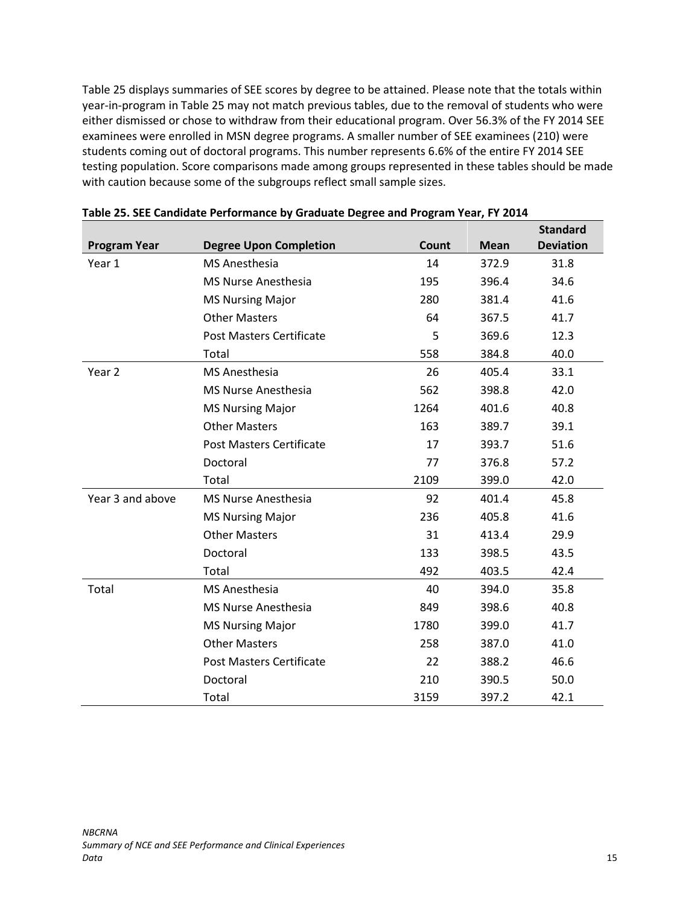Table 25 displays summaries of SEE scores by degree to be attained. Please note that the totals within year-in-program in Table 25 may not match previous tables, due to the removal of students who were either dismissed or chose to withdraw from their educational program. Over 56.3% of the FY 2014 SEE examinees were enrolled in MSN degree programs. A smaller number of SEE examinees (210) were students coming out of doctoral programs. This number represents 6.6% of the entire FY 2014 SEE testing population. Score comparisons made among groups represented in these tables should be made with caution because some of the subgroups reflect small sample sizes.

**Table 25. SEE Candidate Performance by Graduate Degree and Program Year, FY 2014**

| Program Year | Degree Upon Completion | Count | Mean | Standard Deviation |
|---|---|---|---|---|
| Year 1 | MS Anesthesia | 14 | 372.9 | 31.8 |
| | MS Nurse Anesthesia | 195 | 396.4 | 34.6 |
| | MS Nursing Major | 280 | 381.4 | 41.6 |
| | Other Masters | 64 | 367.5 | 41.7 |
| | Post Masters Certificate | 5 | 369.6 | 12.3 |
| | Total | 558 | 384.8 | 40.0 |
| Year 2 | MS Anesthesia | 26 | 405.4 | 33.1 |
| | MS Nurse Anesthesia | 562 | 398.8 | 42.0 |
| | MS Nursing Major | 1264 | 401.6 | 40.8 |
| | Other Masters | 163 | 389.7 | 39.1 |
| | Post Masters Certificate | 17 | 393.7 | 51.6 |
| | Doctoral | 77 | 376.8 | 57.2 |
| | Total | 2109 | 399.0 | 42.0 |
| Year 3 and above | MS Nurse Anesthesia | 92 | 401.4 | 45.8 |
| | MS Nursing Major | 236 | 405.8 | 41.6 |
| | Other Masters | 31 | 413.4 | 29.9 |
| | Doctoral | 133 | 398.5 | 43.5 |
| | Total | 492 | 403.5 | 42.4 |
| Total | MS Anesthesia | 40 | 394.0 | 35.8 |
| | MS Nurse Anesthesia | 849 | 398.6 | 40.8 |
| | MS Nursing Major | 1780 | 399.0 | 41.7 |
| | Other Masters | 258 | 387.0 | 41.0 |
| | Post Masters Certificate | 22 | 388.2 | 46.6 |
| | Doctoral | 210 | 390.5 | 50.0 |
| | Total | 3159 | 397.2 | 42.1 |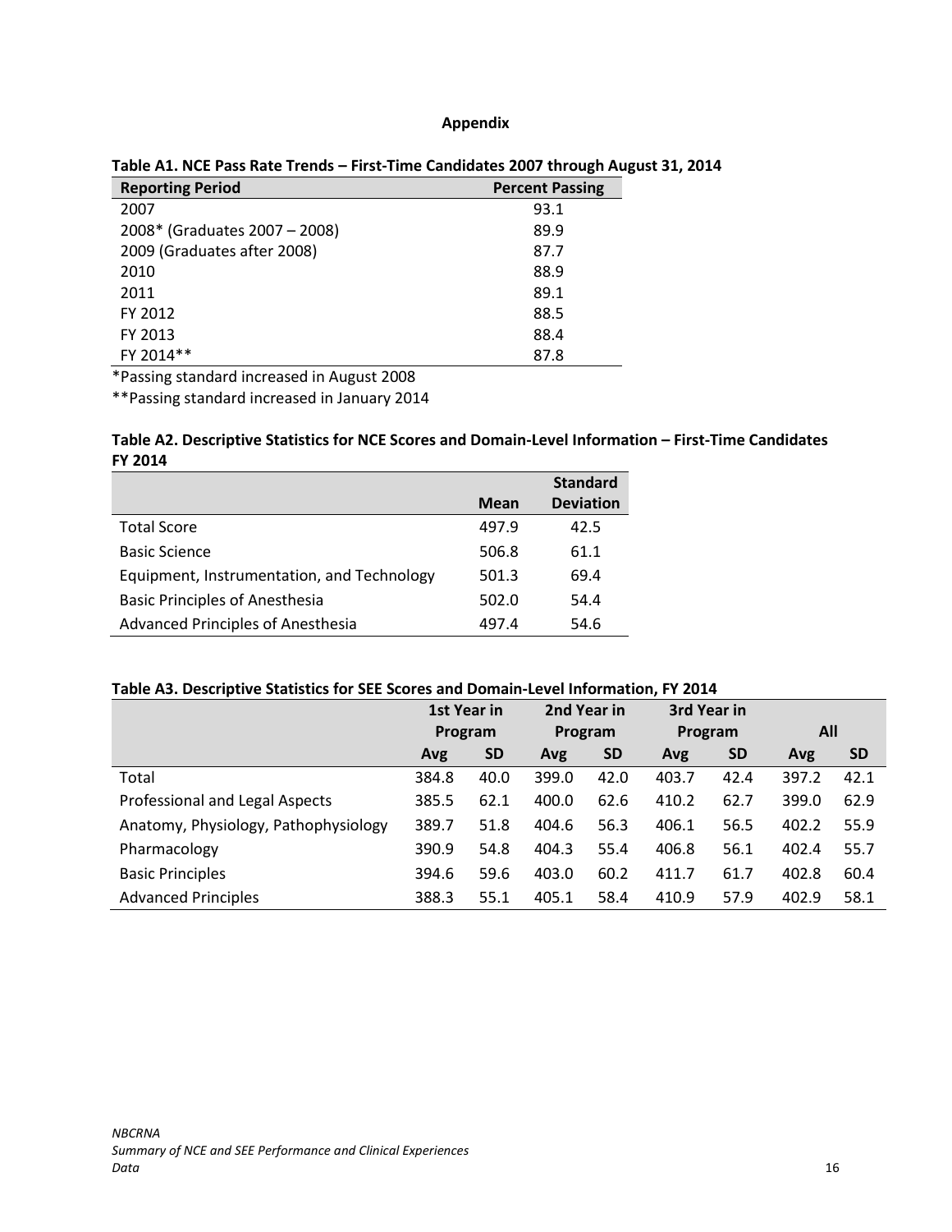# Appendix

**Table A1. NCE Pass Rate Trends – First-Time Candidates 2007 through August 31, 2014**

| Reporting Period | Percent Passing |
|---|---|
| 2007 | 93.1 |
| 2008* (Graduates 2007 – 2008) | 89.9 |
| 2009 (Graduates after 2008) | 87.7 |
| 2010 | 88.9 |
| 2011 | 89.1 |
| FY 2012 | 88.5 |
| FY 2013 | 88.4 |
| FY 2014** | 87.8 |

*Passing standard increased in August 2008

**Passing standard increased in January 2014

**Table A2. Descriptive Statistics for NCE Scores and Domain-Level Information – First-Time Candidates FY 2014**

| | Mean | Standard Deviation |
|---|---|---|
| Total Score | 497.9 | 42.5 |
| Basic Science | 506.8 | 61.1 |
| Equipment, Instrumentation, and Technology | 501.3 | 69.4 |
| Basic Principles of Anesthesia | 502.0 | 54.4 |
| Advanced Principles of Anesthesia | 497.4 | 54.6 |

**Table A3. Descriptive Statistics for SEE Scores and Domain-Level Information, FY 2014**

| | 1st Year in Program | | 2nd Year in Program | | 3rd Year in Program | | All | |
|---|---|---|---|---|---|---|---|---|
| | Avg | SD | Avg | SD | Avg | SD | Avg | SD |
| Total | 384.8 | 40.0 | 399.0 | 42.0 | 403.7 | 42.4 | 397.2 | 42.1 |
| Professional and Legal Aspects | 385.5 | 62.1 | 400.0 | 62.6 | 410.2 | 62.7 | 399.0 | 62.9 |
| Anatomy, Physiology, Pathophysiology | 389.7 | 51.8 | 404.6 | 56.3 | 406.1 | 56.5 | 402.2 | 55.9 |
| Pharmacology | 390.9 | 54.8 | 404.3 | 55.4 | 406.8 | 56.1 | 402.4 | 55.7 |
| Basic Principles | 394.6 | 59.6 | 403.0 | 60.2 | 411.7 | 61.7 | 402.8 | 60.4 |
| Advanced Principles | 388.3 | 55.1 | 405.1 | 58.4 | 410.9 | 57.9 | 402.9 | 58.1 |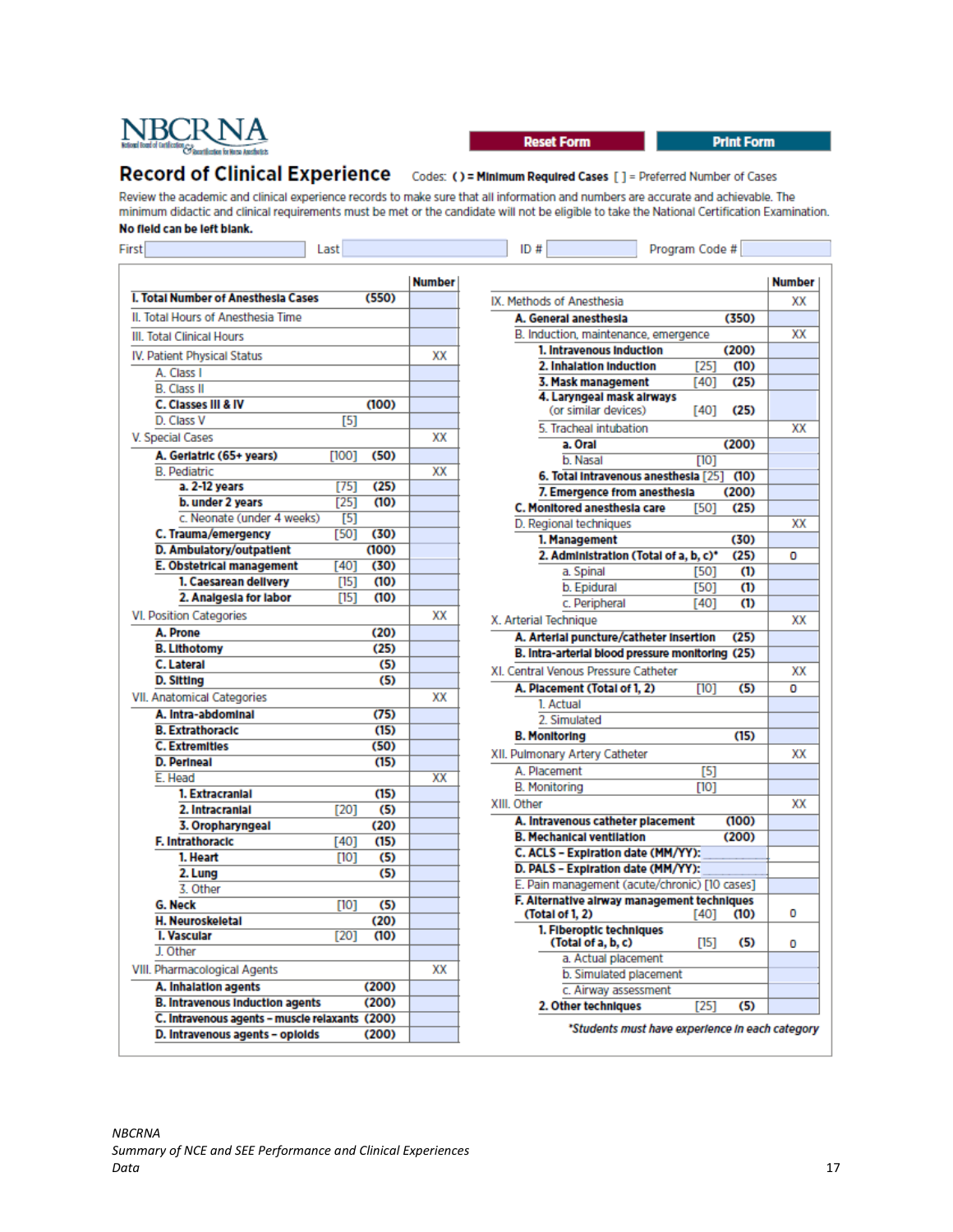NBCRNA

Reset Form | Print Form

# Record of Clinical Experience

Codes: **( ) = Minimum Required Cases** [ ] = Preferred Number of Cases

Review the academic and clinical experience records to make sure that all information and numbers are accurate and achievable. The minimum didactic and clinical requirements must be met or the candidate will not be eligible to take the National Certification Examination.

**No field can be left blank.**

First ______ Last ______ ID # ______ Program Code # ______

| | | | Number |
|---|---|---|---|
| **I. Total Number of Anesthesia Cases** | | **(550)** | |
| II. Total Hours of Anesthesia Time | | | |
| III. Total Clinical Hours | | | |
| IV. Patient Physical Status | | | XX |
| A. Class I | | | |
| B. Class II | | | |
| **C. Classes III & IV** | | **(100)** | |
| D. Class V | [5] | | |
| V. Special Cases | | | XX |
| **A. Geriatric (65+ years)** | [100] | **(50)** | |
| B. Pediatric | | | XX |
| **a. 2-12 years** | [75] | **(25)** | |
| **b. under 2 years** | [25] | **(10)** | |
| c. Neonate (under 4 weeks) | [5] | | |
| **C. Trauma/emergency** | [50] | **(30)** | |
| **D. Ambulatory/outpatient** | | **(100)** | |
| **E. Obstetrical management** | [40] | **(30)** | |
| **1. Caesarean delivery** | [15] | **(10)** | |
| **2. Analgesia for labor** | [15] | **(10)** | |
| VI. Position Categories | | | XX |
| **A. Prone** | | **(20)** | |
| **B. Lithotomy** | | **(25)** | |
| **C. Lateral** | | **(5)** | |
| **D. Sitting** | | **(5)** | |
| VII. Anatomical Categories | | | XX |
| **A. Intra-abdominal** | | **(75)** | |
| **B. Extrathoracic** | | **(15)** | |
| **C. Extremities** | | **(50)** | |
| **D. Perineal** | | **(15)** | |
| E. Head | | | XX |
| **1. Extracranial** | | **(15)** | |
| **2. Intracranial** | [20] | **(5)** | |
| **3. Oropharyngeal** | | **(20)** | |
| **F. Intrathoracic** | [40] | **(15)** | |
| **1. Heart** | [10] | **(5)** | |
| **2. Lung** | | **(5)** | |
| 3. Other | | | |
| **G. Neck** | [10] | **(5)** | |
| **H. Neuroskeletal** | | **(20)** | |
| **I. Vascular** | [20] | **(10)** | |
| J. Other | | | |
| VIII. Pharmacological Agents | | | XX |
| **A. Inhalation agents** | | **(200)** | |
| **B. Intravenous induction agents** | | **(200)** | |
| **C. Intravenous agents – muscle relaxants** | | **(200)** | |
| **D. Intravenous agents – opioids** | | **(200)** | |

| | | | Number |
|---|---|---|---|
| IX. Methods of Anesthesia | | | XX |
| **A. General anesthesia** | | **(350)** | |
| B. Induction, maintenance, emergence | | | XX |
| **1. Intravenous induction** | | **(200)** | |
| **2. Inhalation induction** | [25] | **(10)** | |
| **3. Mask management** | [40] | **(25)** | |
| **4. Laryngeal mask airways** (or similar devices) | [40] | **(25)** | |
| 5. Tracheal intubation | | | XX |
| **a. Oral** | | **(200)** | |
| b. Nasal | [10] | | |
| **6. Total intravenous anesthesia** | [25] | **(10)** | |
| **7. Emergence from anesthesia** | | **(200)** | |
| **C. Monitored anesthesia care** | [50] | **(25)** | |
| D. Regional techniques | | | XX |
| **1. Management** | | **(30)** | |
| **2. Administration (Total of a, b, c)*** | | **(25)** | 0 |
| a. Spinal | [50] | **(1)** | |
| b. Epidural | [50] | **(1)** | |
| c. Peripheral | [40] | **(1)** | |
| X. Arterial Technique | | | XX |
| **A. Arterial puncture/catheter insertion** | | **(25)** | |
| **B. Intra-arterial blood pressure monitoring** | | **(25)** | |
| XI. Central Venous Pressure Catheter | | | XX |
| **A. Placement (Total of 1, 2)** | [10] | **(5)** | 0 |
| 1. Actual | | | |
| 2. Simulated | | | |
| **B. Monitoring** | | **(15)** | |
| XII. Pulmonary Artery Catheter | | | XX |
| A. Placement | [5] | | |
| B. Monitoring | [10] | | |
| XIII. Other | | | XX |
| **A. Intravenous catheter placement** | | **(100)** | |
| **B. Mechanical ventilation** | | **(200)** | |
| **C. ACLS – Expiration date (MM/YY):** | | | |
| **D. PALS – Expiration date (MM/YY):** | | | |
| E. Pain management (acute/chronic) [10 cases] | | | |
| **F. Alternative airway management techniques (Total of 1, 2)** | [40] | **(10)** | 0 |
| **1. Fiberoptic techniques (Total of a, b, c)** | [15] | **(5)** | 0 |
| a. Actual placement | | | |
| b. Simulated placement | | | |
| c. Airway assessment | | | |
| **2. Other techniques** | [25] | **(5)** | |

**\*Students must have experience in each category**

*NBCRNA*
*Summary of NCE and SEE Performance and Clinical Experiences*
*Data*